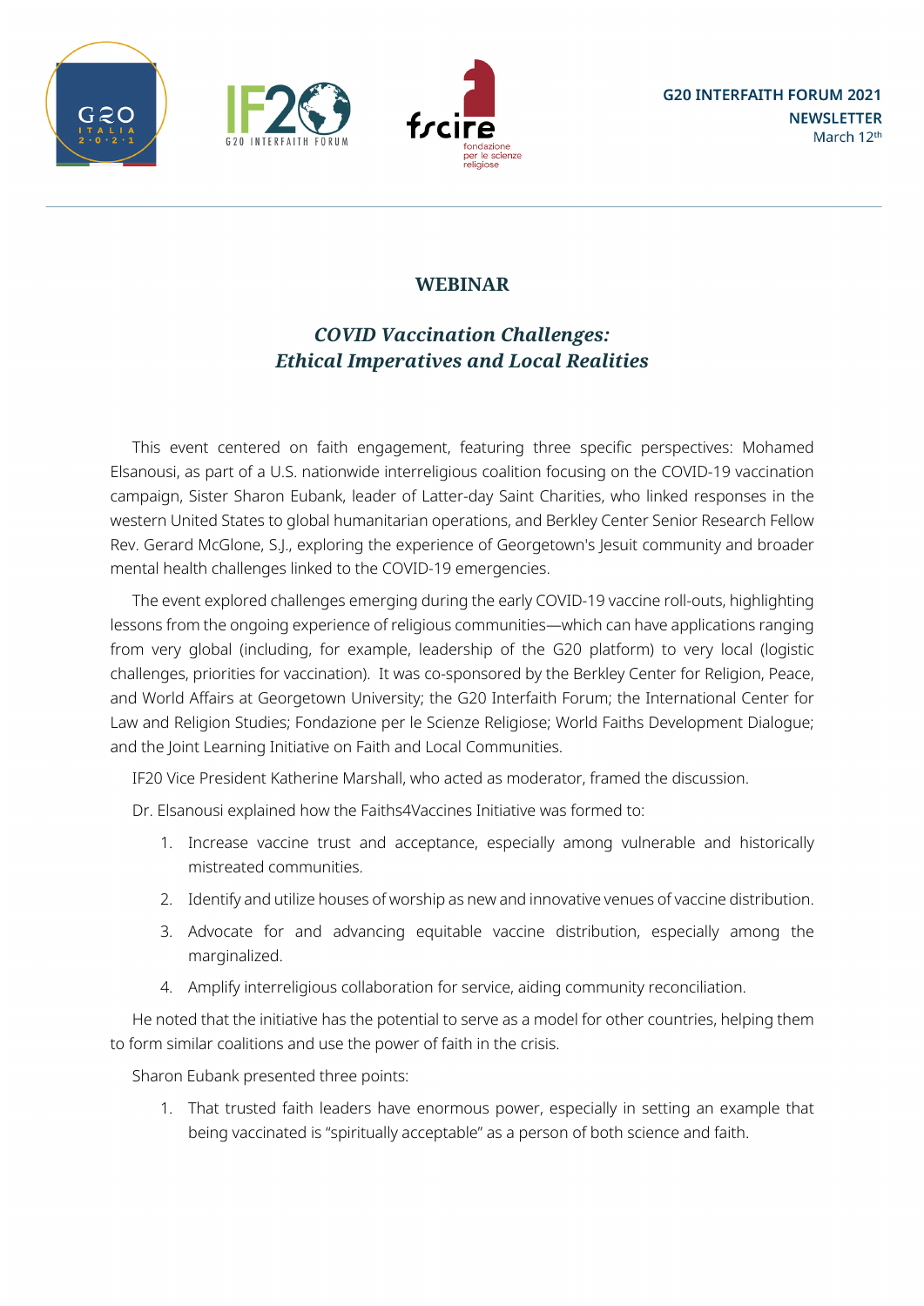**G20 INTERFAITH FORUM 2021**
**NEWSLETTER**
March 12th

## WEBINAR

### *COVID Vaccination Challenges: Ethical Imperatives and Local Realities*

This event centered on faith engagement, featuring three specific perspectives: Mohamed Elsanousi, as part of a U.S. nationwide interreligious coalition focusing on the COVID-19 vaccination campaign, Sister Sharon Eubank, leader of Latter-day Saint Charities, who linked responses in the western United States to global humanitarian operations, and Berkley Center Senior Research Fellow Rev. Gerard McGlone, S.J., exploring the experience of Georgetown's Jesuit community and broader mental health challenges linked to the COVID-19 emergencies.

The event explored challenges emerging during the early COVID-19 vaccine roll-outs, highlighting lessons from the ongoing experience of religious communities—which can have applications ranging from very global (including, for example, leadership of the G20 platform) to very local (logistic challenges, priorities for vaccination). It was co-sponsored by the Berkley Center for Religion, Peace, and World Affairs at Georgetown University; the G20 Interfaith Forum; the International Center for Law and Religion Studies; Fondazione per le Scienze Religiose; World Faiths Development Dialogue; and the Joint Learning Initiative on Faith and Local Communities.

IF20 Vice President Katherine Marshall, who acted as moderator, framed the discussion.

Dr. Elsanousi explained how the Faiths4Vaccines Initiative was formed to:

1. Increase vaccine trust and acceptance, especially among vulnerable and historically mistreated communities.
2. Identify and utilize houses of worship as new and innovative venues of vaccine distribution.
3. Advocate for and advancing equitable vaccine distribution, especially among the marginalized.
4. Amplify interreligious collaboration for service, aiding community reconciliation.

He noted that the initiative has the potential to serve as a model for other countries, helping them to form similar coalitions and use the power of faith in the crisis.

Sharon Eubank presented three points:

1. That trusted faith leaders have enormous power, especially in setting an example that being vaccinated is "spiritually acceptable" as a person of both science and faith.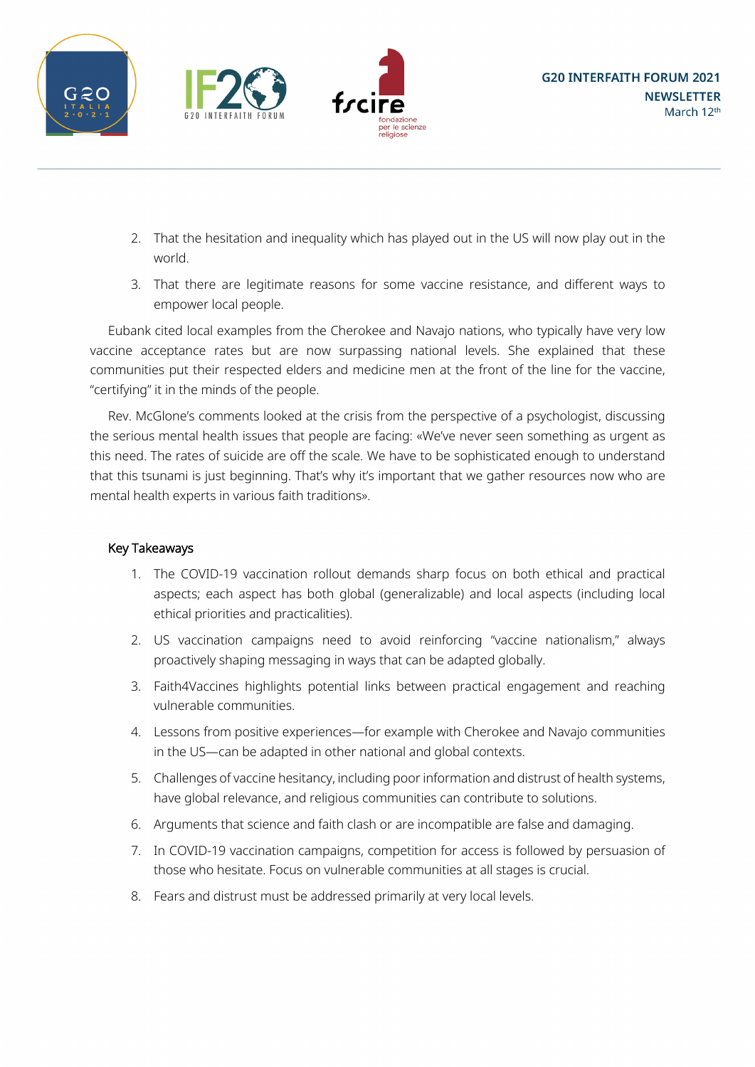2. That the hesitation and inequality which has played out in the US will now play out in the world.
3. That there are legitimate reasons for some vaccine resistance, and different ways to empower local people.

Eubank cited local examples from the Cherokee and Navajo nations, who typically have very low vaccine acceptance rates but are now surpassing national levels. She explained that these communities put their respected elders and medicine men at the front of the line for the vaccine, "certifying" it in the minds of the people.

Rev. McGlone's comments looked at the crisis from the perspective of a psychologist, discussing the serious mental health issues that people are facing: «We've never seen something as urgent as this need. The rates of suicide are off the scale. We have to be sophisticated enough to understand that this tsunami is just beginning. That's why it's important that we gather resources now who are mental health experts in various faith traditions».

### Key Takeaways

1. The COVID-19 vaccination rollout demands sharp focus on both ethical and practical aspects; each aspect has both global (generalizable) and local aspects (including local ethical priorities and practicalities).
2. US vaccination campaigns need to avoid reinforcing "vaccine nationalism," always proactively shaping messaging in ways that can be adapted globally.
3. Faith4Vaccines highlights potential links between practical engagement and reaching vulnerable communities.
4. Lessons from positive experiences—for example with Cherokee and Navajo communities in the US—can be adapted in other national and global contexts.
5. Challenges of vaccine hesitancy, including poor information and distrust of health systems, have global relevance, and religious communities can contribute to solutions.
6. Arguments that science and faith clash or are incompatible are false and damaging.
7. In COVID-19 vaccination campaigns, competition for access is followed by persuasion of those who hesitate. Focus on vulnerable communities at all stages is crucial.
8. Fears and distrust must be addressed primarily at very local levels.